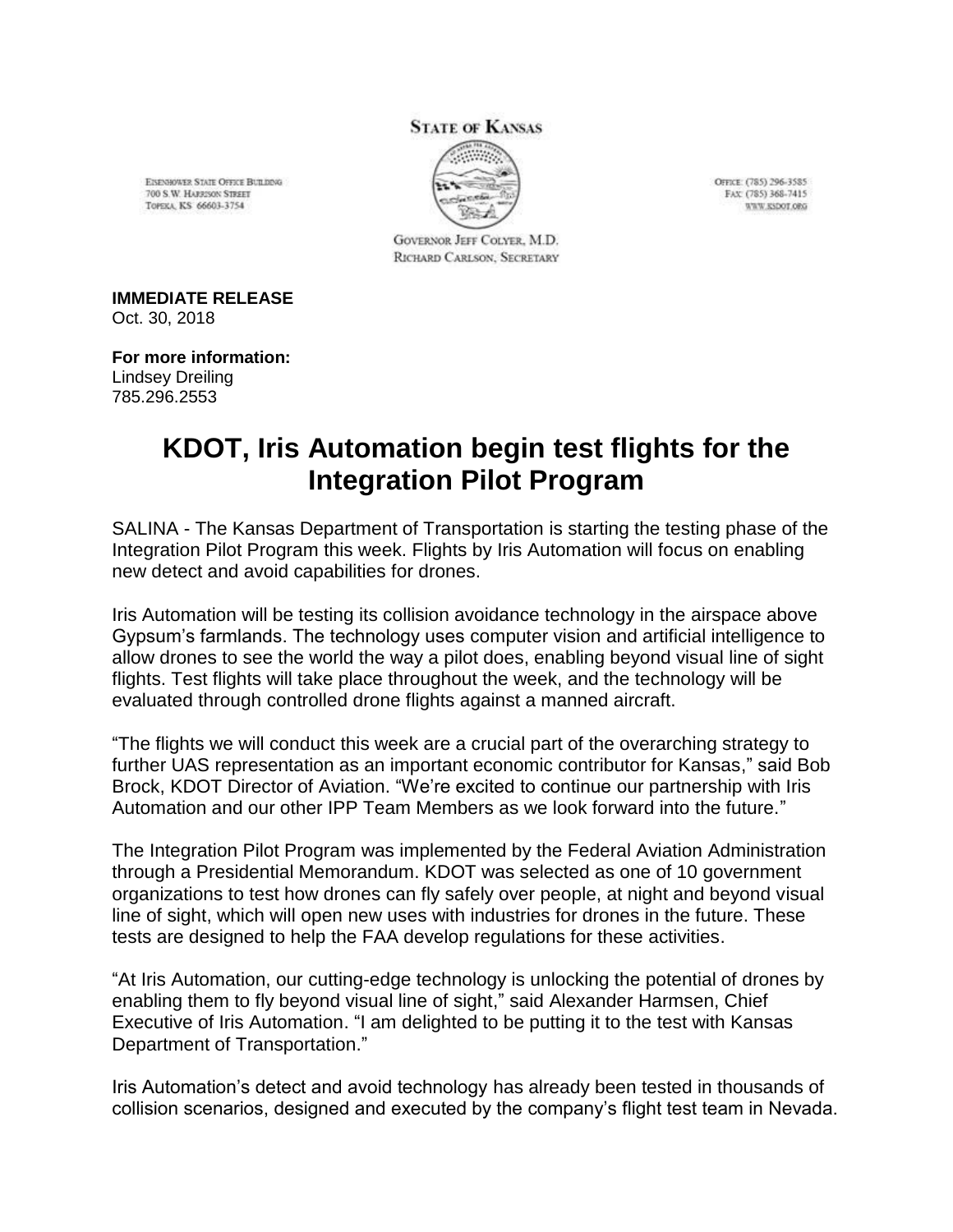STATE OF KANSAS

EISENHOWER STATE OFFICE BUILDING
700 S.W. HARRISON STREET
TOPEKA, KS 66603-3754

GOVERNOR JEFF COLYER, M.D.
RICHARD CARLSON, SECRETARY

OFFICE: (785) 296-3585
FAX: (785) 368-7415
WWW.KSDOT.ORG

**IMMEDIATE RELEASE**
Oct. 30, 2018

**For more information:**
Lindsey Dreiling
785.296.2553

# KDOT, Iris Automation begin test flights for the Integration Pilot Program

SALINA - The Kansas Department of Transportation is starting the testing phase of the Integration Pilot Program this week. Flights by Iris Automation will focus on enabling new detect and avoid capabilities for drones.

Iris Automation will be testing its collision avoidance technology in the airspace above Gypsum's farmlands. The technology uses computer vision and artificial intelligence to allow drones to see the world the way a pilot does, enabling beyond visual line of sight flights. Test flights will take place throughout the week, and the technology will be evaluated through controlled drone flights against a manned aircraft.

"The flights we will conduct this week are a crucial part of the overarching strategy to further UAS representation as an important economic contributor for Kansas," said Bob Brock, KDOT Director of Aviation. "We're excited to continue our partnership with Iris Automation and our other IPP Team Members as we look forward into the future."

The Integration Pilot Program was implemented by the Federal Aviation Administration through a Presidential Memorandum. KDOT was selected as one of 10 government organizations to test how drones can fly safely over people, at night and beyond visual line of sight, which will open new uses with industries for drones in the future. These tests are designed to help the FAA develop regulations for these activities.

"At Iris Automation, our cutting-edge technology is unlocking the potential of drones by enabling them to fly beyond visual line of sight," said Alexander Harmsen, Chief Executive of Iris Automation. "I am delighted to be putting it to the test with Kansas Department of Transportation."

Iris Automation's detect and avoid technology has already been tested in thousands of collision scenarios, designed and executed by the company's flight test team in Nevada.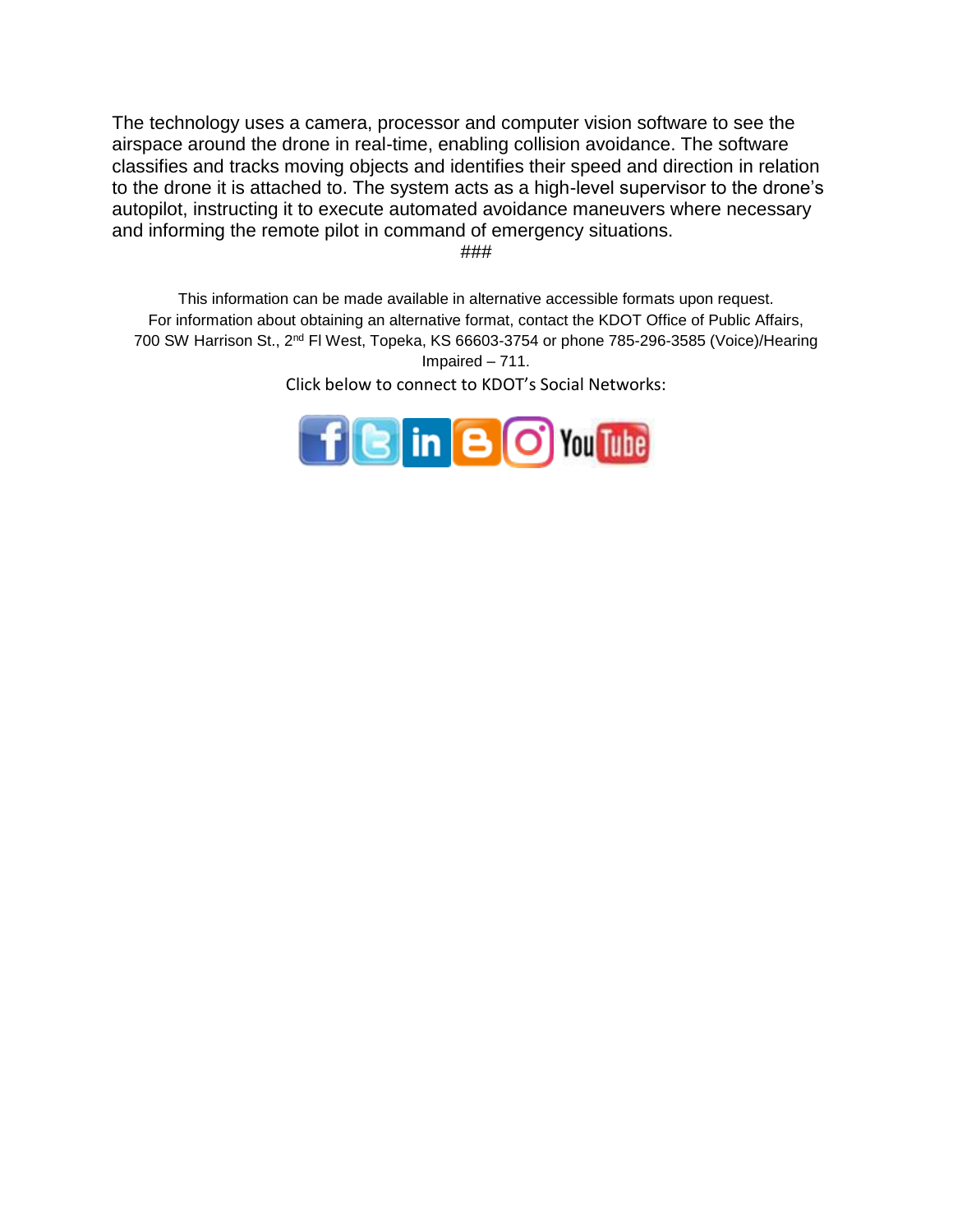The technology uses a camera, processor and computer vision software to see the airspace around the drone in real-time, enabling collision avoidance. The software classifies and tracks moving objects and identifies their speed and direction in relation to the drone it is attached to. The system acts as a high-level supervisor to the drone's autopilot, instructing it to execute automated avoidance maneuvers where necessary and informing the remote pilot in command of emergency situations.

###

This information can be made available in alternative accessible formats upon request. For information about obtaining an alternative format, contact the KDOT Office of Public Affairs, 700 SW Harrison St., 2nd Fl West, Topeka, KS 66603-3754 or phone 785-296-3585 (Voice)/Hearing Impaired – 711.

Click below to connect to KDOT's Social Networks: